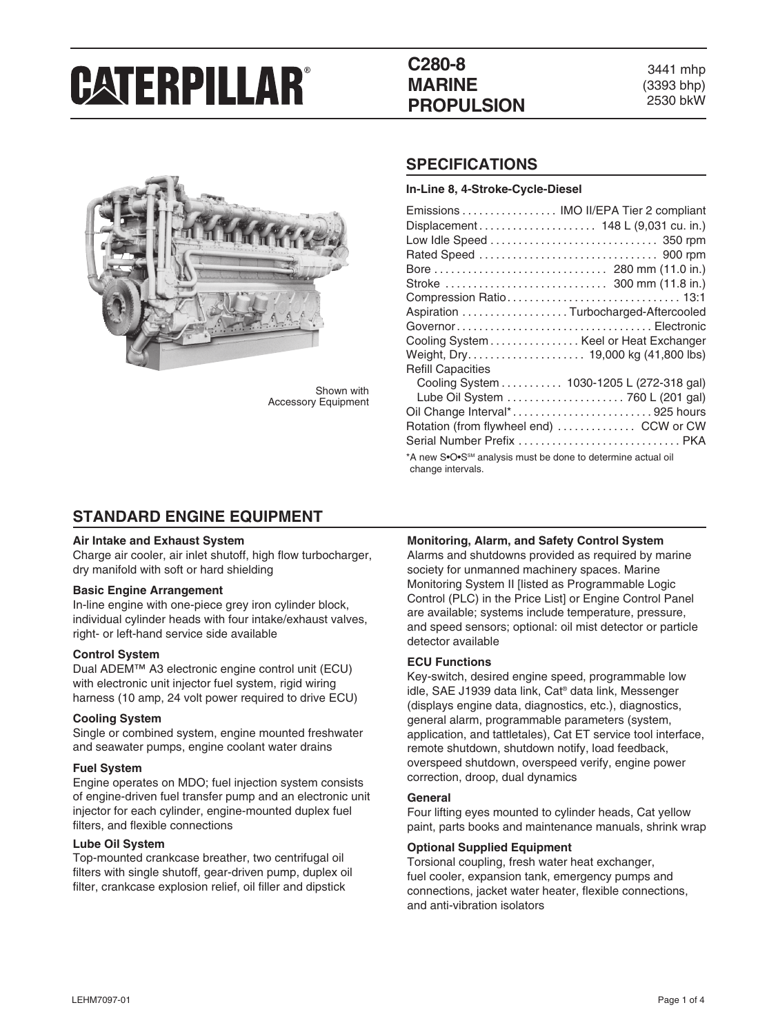# CATERPILLAR®

## C280-8 MARINE PROPULSION

3441 mhp
(3393 bhp)
2530 bkW

Shown with
Accessory Equipment

## SPECIFICATIONS

**In-Line 8, 4-Stroke-Cycle-Diesel**

| | |
|---|---|
| Emissions | IMO II/EPA Tier 2 compliant |
| Displacement | 148 L (9,031 cu. in.) |
| Low Idle Speed | 350 rpm |
| Rated Speed | 900 rpm |
| Bore | 280 mm (11.0 in.) |
| Stroke | 300 mm (11.8 in.) |
| Compression Ratio | 13:1 |
| Aspiration | Turbocharged-Aftercooled |
| Governor | Electronic |
| Cooling System | Keel or Heat Exchanger |
| Weight, Dry | 19,000 kg (41,800 lbs) |
| Refill Capacities | |
| Cooling System | 1030-1205 L (272-318 gal) |
| Lube Oil System | 760 L (201 gal) |
| Oil Change Interval* | 925 hours |
| Rotation (from flywheel end) | CCW or CW |
| Serial Number Prefix | PKA |

*A new S•O•S℠ analysis must be done to determine actual oil change intervals.

## STANDARD ENGINE EQUIPMENT

**Air Intake and Exhaust System**
Charge air cooler, air inlet shutoff, high flow turbocharger, dry manifold with soft or hard shielding

**Basic Engine Arrangement**
In-line engine with one-piece grey iron cylinder block, individual cylinder heads with four intake/exhaust valves, right- or left-hand service side available

**Control System**
Dual ADEM™ A3 electronic engine control unit (ECU) with electronic unit injector fuel system, rigid wiring harness (10 amp, 24 volt power required to drive ECU)

**Cooling System**
Single or combined system, engine mounted freshwater and seawater pumps, engine coolant water drains

**Fuel System**
Engine operates on MDO; fuel injection system consists of engine-driven fuel transfer pump and an electronic unit injector for each cylinder, engine-mounted duplex fuel filters, and flexible connections

**Lube Oil System**
Top-mounted crankcase breather, two centrifugal oil filters with single shutoff, gear-driven pump, duplex oil filter, crankcase explosion relief, oil filler and dipstick

**Monitoring, Alarm, and Safety Control System**
Alarms and shutdowns provided as required by marine society for unmanned machinery spaces. Marine Monitoring System II [listed as Programmable Logic Control (PLC) in the Price List] or Engine Control Panel are available; systems include temperature, pressure, and speed sensors; optional: oil mist detector or particle detector available

**ECU Functions**
Key-switch, desired engine speed, programmable low idle, SAE J1939 data link, Cat® data link, Messenger (displays engine data, diagnostics, etc.), diagnostics, general alarm, programmable parameters (system, application, and tattletales), Cat ET service tool interface, remote shutdown, shutdown notify, load feedback, overspeed shutdown, overspeed verify, engine power correction, droop, dual dynamics

**General**
Four lifting eyes mounted to cylinder heads, Cat yellow paint, parts books and maintenance manuals, shrink wrap

**Optional Supplied Equipment**
Torsional coupling, fresh water heat exchanger, fuel cooler, expansion tank, emergency pumps and connections, jacket water heater, flexible connections, and anti-vibration isolators

LEHM7097-01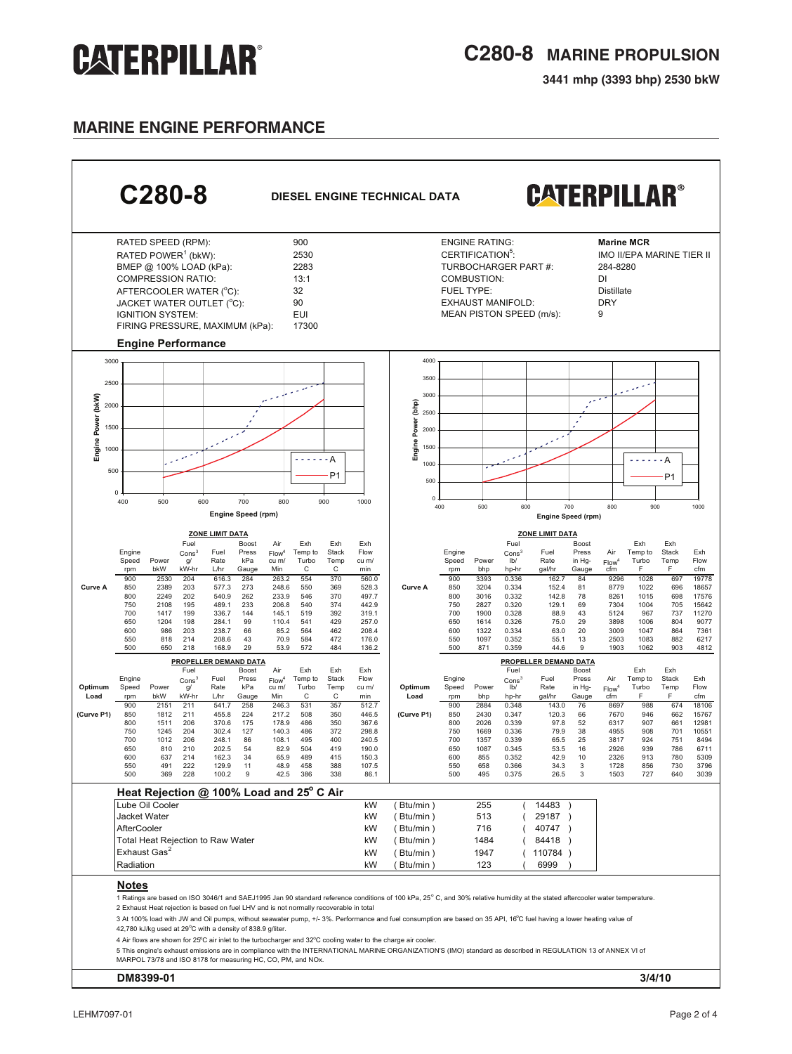# C280-8 MARINE PROPULSION

**3441 mhp (3393 bhp) 2530 bkW**

## MARINE ENGINE PERFORMANCE

## C280-8 DIESEL ENGINE TECHNICAL DATA

| | | | |
|---|---|---|---|
| RATED SPEED (RPM): | 900 | ENGINE RATING: | **Marine MCR** |
| RATED POWER[1] (bkW): | 2530 | CERTIFICATION[5]: | IMO II/EPA MARINE TIER II |
| BMEP @ 100% LOAD (kPa): | 2283 | TURBOCHARGER PART #: | 284-8280 |
| COMPRESSION RATIO: | 13:1 | COMBUSTION: | DI |
| AFTERCOOLER WATER (°C): | 32 | FUEL TYPE: | Distillate |
| JACKET WATER OUTLET (°C): | 90 | EXHAUST MANIFOLD: | DRY |
| IGNITION SYSTEM: | EUI | MEAN PISTON SPEED (m/s): | 9 |
| FIRING PRESSURE, MAXIMUM (kPa): | 17300 | | |

### Engine Performance

#### ZONE LIMIT DATA (Metric)

| | Engine Speed rpm | Power bkW | Fuel Cons[3] g/kW-hr | Fuel Rate L/hr | Boost Press kPa Gauge | Air Flow[4] cu m/Min | Exh Temp to Turbo C | Exh Stack Temp C | Exh Flow cu m/min |
|---|---|---|---|---|---|---|---|---|---|
| Curve A | 900 | 2530 | 204 | 616.3 | 284 | 263.2 | 554 | 370 | 560.0 |
| | 850 | 2389 | 203 | 577.3 | 273 | 248.6 | 550 | 369 | 528.3 |
| | 800 | 2249 | 202 | 540.9 | 262 | 233.9 | 546 | 370 | 497.7 |
| | 750 | 2108 | 195 | 489.1 | 233 | 206.8 | 540 | 374 | 442.9 |
| | 700 | 1417 | 199 | 336.7 | 144 | 145.1 | 519 | 392 | 319.1 |
| | 650 | 1204 | 198 | 284.1 | 99 | 110.4 | 541 | 429 | 257.0 |
| | 600 | 986 | 203 | 238.7 | 66 | 85.2 | 564 | 462 | 208.4 |
| | 550 | 818 | 214 | 208.6 | 43 | 70.9 | 584 | 472 | 176.0 |
| | 500 | 650 | 218 | 168.9 | 29 | 53.9 | 572 | 484 | 136.2 |

#### PROPELLER DEMAND DATA (Metric)

| Optimum Load | Engine Speed rpm | Power bkW | Fuel Cons[3] g/kW-hr | Fuel Rate L/hr | Boost Press kPa Gauge | Air Flow[4] cu m/Min | Exh Temp to Turbo C | Exh Stack Temp C | Exh Flow cu m/min |
|---|---|---|---|---|---|---|---|---|---|
| (Curve P1) | 900 | 2151 | 211 | 541.7 | 258 | 246.3 | 531 | 357 | 512.7 |
| | 850 | 1812 | 211 | 455.8 | 224 | 217.2 | 508 | 350 | 446.5 |
| | 800 | 1511 | 206 | 370.6 | 175 | 178.9 | 486 | 350 | 367.6 |
| | 750 | 1245 | 204 | 302.4 | 127 | 140.3 | 486 | 372 | 298.8 |
| | 700 | 1012 | 206 | 248.1 | 86 | 108.1 | 495 | 400 | 240.5 |
| | 650 | 810 | 210 | 202.5 | 54 | 82.9 | 504 | 419 | 190.0 |
| | 600 | 637 | 214 | 162.3 | 34 | 65.9 | 489 | 415 | 150.3 |
| | 550 | 491 | 222 | 129.9 | 11 | 48.9 | 458 | 388 | 107.5 |
| | 500 | 369 | 228 | 100.2 | 9 | 42.5 | 386 | 338 | 86.1 |

#### ZONE LIMIT DATA (English)

| | Engine Speed rpm | Power bhp | Fuel Cons[3] lb/hp-hr | Fuel Rate gal/hr | Boost Press in Hg-Gauge | Air Flow[4] cfm | Exh Temp to Turbo F | Exh Stack Temp F | Exh Flow cfm |
|---|---|---|---|---|---|---|---|---|---|
| Curve A | 900 | 3393 | 0.336 | 162.7 | 84 | 9296 | 1028 | 697 | 19778 |
| | 850 | 3204 | 0.334 | 152.4 | 81 | 8779 | 1022 | 696 | 18657 |
| | 800 | 3016 | 0.332 | 142.8 | 78 | 8261 | 1015 | 698 | 17576 |
| | 750 | 2827 | 0.320 | 129.1 | 69 | 7304 | 1004 | 705 | 15642 |
| | 700 | 1900 | 0.328 | 88.9 | 43 | 5124 | 967 | 737 | 11270 |
| | 650 | 1614 | 0.326 | 75.0 | 29 | 3898 | 1006 | 804 | 9077 |
| | 600 | 1322 | 0.334 | 63.0 | 20 | 3009 | 1047 | 864 | 7361 |
| | 550 | 1097 | 0.352 | 55.1 | 13 | 2503 | 1083 | 882 | 6217 |
| | 500 | 871 | 0.359 | 44.6 | 9 | 1903 | 1062 | 903 | 4812 |

#### PROPELLER DEMAND DATA (English)

| Optimum Load | Engine Speed rpm | Power bhp | Fuel Cons[3] lb/hp-hr | Fuel Rate gal/hr | Boost Press in Hg-Gauge | Air Flow[4] cfm | Exh Temp to Turbo F | Exh Stack Temp F | Exh Flow cfm |
|---|---|---|---|---|---|---|---|---|---|
| (Curve P1) | 900 | 2884 | 0.348 | 143.0 | 76 | 8697 | 988 | 674 | 18106 |
| | 850 | 2430 | 0.347 | 120.3 | 66 | 7670 | 946 | 662 | 15767 |
| | 800 | 2026 | 0.339 | 97.8 | 52 | 6317 | 907 | 661 | 12981 |
| | 750 | 1669 | 0.336 | 79.9 | 38 | 4955 | 908 | 701 | 10551 |
| | 700 | 1357 | 0.339 | 65.5 | 25 | 3817 | 924 | 751 | 8494 |
| | 650 | 1087 | 0.345 | 53.5 | 16 | 2926 | 939 | 786 | 6711 |
| | 600 | 855 | 0.352 | 42.9 | 10 | 2326 | 913 | 780 | 5309 |
| | 550 | 658 | 0.366 | 34.3 | 3 | 1728 | 856 | 730 | 3796 |
| | 500 | 495 | 0.375 | 26.5 | 3 | 1503 | 727 | 640 | 3039 |

### Heat Rejection @ 100% Load and 25° C Air

| | kW (Btu/min) | kW | Btu/min |
|---|---|---|---|
| Lube Oil Cooler | kW (Btu/min) | 255 | 14483 |
| Jacket Water | kW (Btu/min) | 513 | 29187 |
| AfterCooler | kW (Btu/min) | 716 | 40747 |
| Total Heat Rejection to Raw Water | kW (Btu/min) | 1484 | 84418 |
| Exhaust Gas[2] | kW (Btu/min) | 1947 | 110784 |
| Radiation | kW (Btu/min) | 123 | 6999 |

### Notes

1 Ratings are based on ISO 3046/1 and SAEJ1995 Jan 90 standard reference conditions of 100 kPa, 25° C, and 30% relative humidity at the stated aftercooler water temperature.

2 Exhaust Heat rejection is based on fuel LHV and is not normally recoverable in total

3 At 100% load with JW and Oil pumps, without seawater pump, +/- 3%. Performance and fuel consumption are based on 35 API, 16°C fuel having a lower heating value of 42,780 kJ/kg used at 29°C with a density of 838.9 g/liter.

4 Air flows are shown for 25°C air inlet to the turbocharger and 32°C cooling water to the charge air cooler.

5 This engine's exhaust emissions are in compliance with the INTERNATIONAL MARINE ORGANIZATION'S (IMO) standard as described in REGULATION 13 of ANNEX VI of MARPOL 73/78 and ISO 8178 for measuring HC, CO, PM, and NOx.

**DM8399-01** **3/4/10**

LEHM7097-01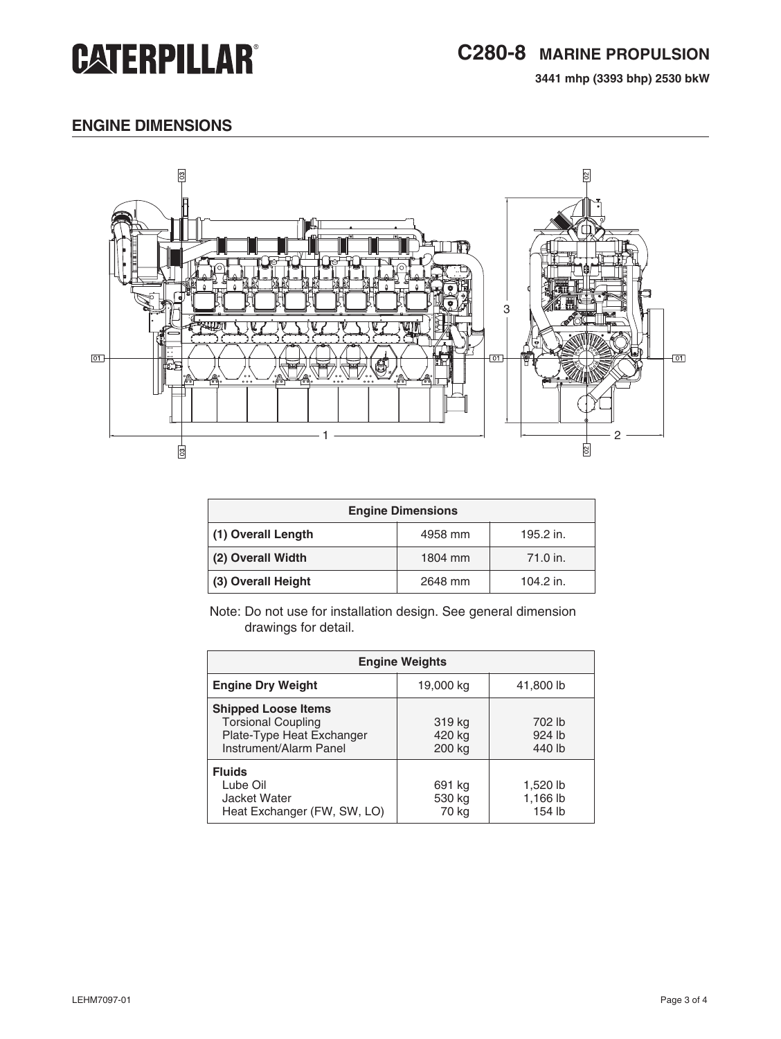# C280-8 MARINE PROPULSION

**3441 mhp (3393 bhp) 2530 bkW**

## ENGINE DIMENSIONS

| Engine Dimensions | | |
|---|---|---|
| **(1) Overall Length** | 4958 mm | 195.2 in. |
| **(2) Overall Width** | 1804 mm | 71.0 in. |
| **(3) Overall Height** | 2648 mm | 104.2 in. |

Note: Do not use for installation design. See general dimension drawings for detail.

| Engine Weights | | |
|---|---|---|
| **Engine Dry Weight** | 19,000 kg | 41,800 lb |
| **Shipped Loose Items** | | |
| Torsional Coupling | 319 kg | 702 lb |
| Plate-Type Heat Exchanger | 420 kg | 924 lb |
| Instrument/Alarm Panel | 200 kg | 440 lb |
| **Fluids** | | |
| Lube Oil | 691 kg | 1,520 lb |
| Jacket Water | 530 kg | 1,166 lb |
| Heat Exchanger (FW, SW, LO) | 70 kg | 154 lb |

LEHM7097-01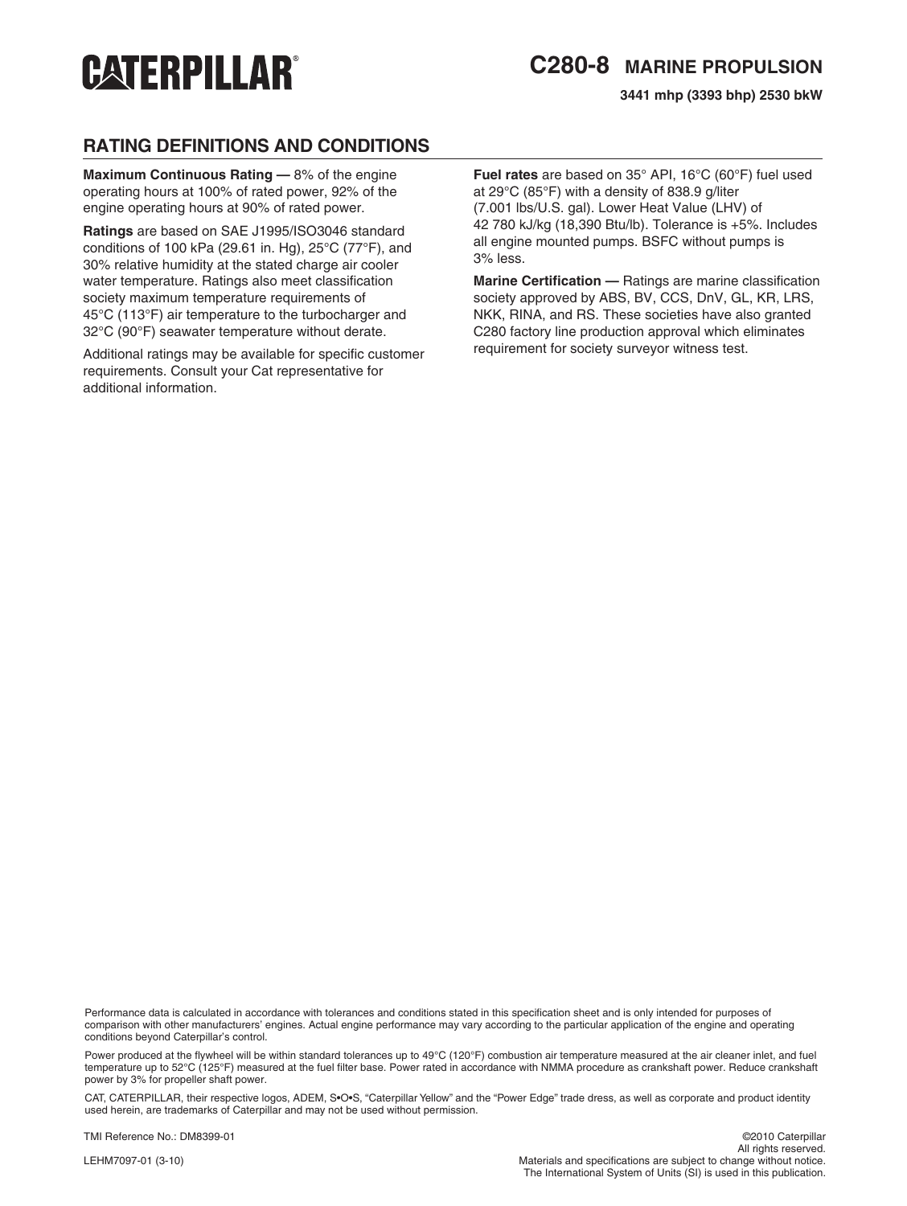# C280-8 MARINE PROPULSION

**3441 mhp (3393 bhp) 2530 bkW**

## RATING DEFINITIONS AND CONDITIONS

**Maximum Continuous Rating —** 8% of the engine operating hours at 100% of rated power, 92% of the engine operating hours at 90% of rated power.

**Ratings** are based on SAE J1995/ISO3046 standard conditions of 100 kPa (29.61 in. Hg), 25°C (77°F), and 30% relative humidity at the stated charge air cooler water temperature. Ratings also meet classification society maximum temperature requirements of 45°C (113°F) air temperature to the turbocharger and 32°C (90°F) seawater temperature without derate.

Additional ratings may be available for specific customer requirements. Consult your Cat representative for additional information.

**Fuel rates** are based on 35° API, 16°C (60°F) fuel used at 29°C (85°F) with a density of 838.9 g/liter (7.001 lbs/U.S. gal). Lower Heat Value (LHV) of 42 780 kJ/kg (18,390 Btu/lb). Tolerance is +5%. Includes all engine mounted pumps. BSFC without pumps is 3% less.

**Marine Certification —** Ratings are marine classification society approved by ABS, BV, CCS, DnV, GL, KR, LRS, NKK, RINA, and RS. These societies have also granted C280 factory line production approval which eliminates requirement for society surveyor witness test.

Performance data is calculated in accordance with tolerances and conditions stated in this specification sheet and is only intended for purposes of comparison with other manufacturers' engines. Actual engine performance may vary according to the particular application of the engine and operating conditions beyond Caterpillar's control.

Power produced at the flywheel will be within standard tolerances up to 49°C (120°F) combustion air temperature measured at the air cleaner inlet, and fuel temperature up to 52°C (125°F) measured at the fuel filter base. Power rated in accordance with NMMA procedure as crankshaft power. Reduce crankshaft power by 3% for propeller shaft power.

CAT, CATERPILLAR, their respective logos, ADEM, S•O•S, "Caterpillar Yellow" and the "Power Edge" trade dress, as well as corporate and product identity used herein, are trademarks of Caterpillar and may not be used without permission.

TMI Reference No.: DM8399-01

LEHM7097-01 (3-10)

©2010 Caterpillar
All rights reserved.
Materials and specifications are subject to change without notice.
The International System of Units (SI) is used in this publication.